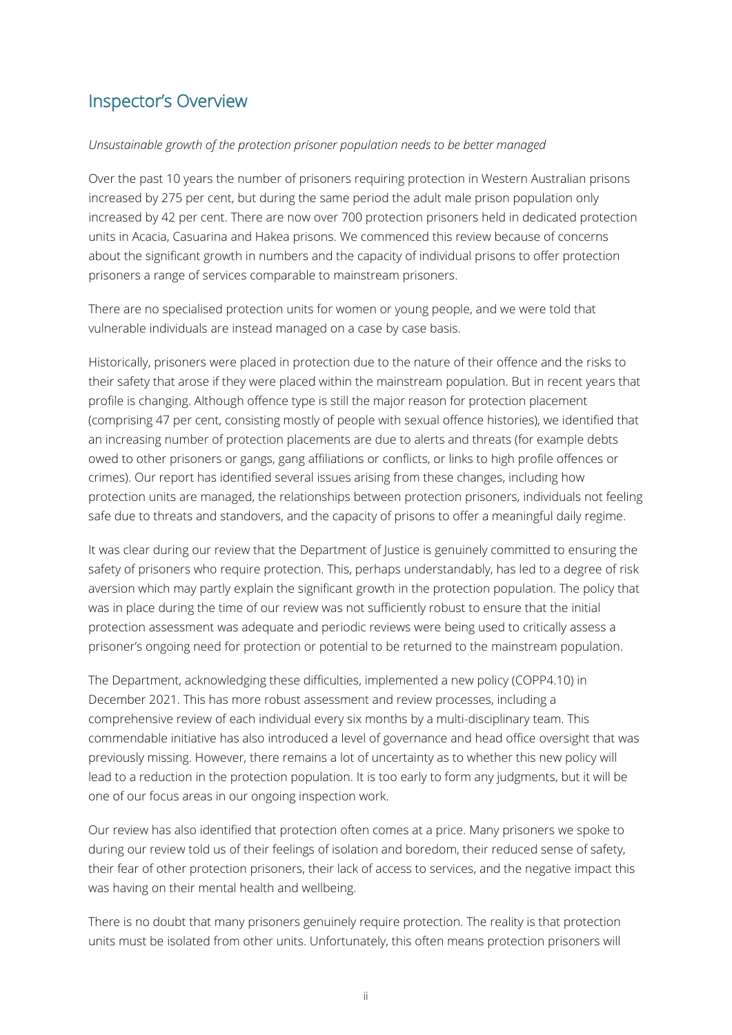## Inspector's Overview

*Unsustainable growth of the protection prisoner population needs to be better managed*

Over the past 10 years the number of prisoners requiring protection in Western Australian prisons increased by 275 per cent, but during the same period the adult male prison population only increased by 42 per cent. There are now over 700 protection prisoners held in dedicated protection units in Acacia, Casuarina and Hakea prisons. We commenced this review because of concerns about the significant growth in numbers and the capacity of individual prisons to offer protection prisoners a range of services comparable to mainstream prisoners.

There are no specialised protection units for women or young people, and we were told that vulnerable individuals are instead managed on a case by case basis.

Historically, prisoners were placed in protection due to the nature of their offence and the risks to their safety that arose if they were placed within the mainstream population. But in recent years that profile is changing. Although offence type is still the major reason for protection placement (comprising 47 per cent, consisting mostly of people with sexual offence histories), we identified that an increasing number of protection placements are due to alerts and threats (for example debts owed to other prisoners or gangs, gang affiliations or conflicts, or links to high profile offences or crimes). Our report has identified several issues arising from these changes, including how protection units are managed, the relationships between protection prisoners, individuals not feeling safe due to threats and standovers, and the capacity of prisons to offer a meaningful daily regime.

It was clear during our review that the Department of Justice is genuinely committed to ensuring the safety of prisoners who require protection. This, perhaps understandably, has led to a degree of risk aversion which may partly explain the significant growth in the protection population. The policy that was in place during the time of our review was not sufficiently robust to ensure that the initial protection assessment was adequate and periodic reviews were being used to critically assess a prisoner's ongoing need for protection or potential to be returned to the mainstream population.

The Department, acknowledging these difficulties, implemented a new policy (COPP4.10) in December 2021. This has more robust assessment and review processes, including a comprehensive review of each individual every six months by a multi-disciplinary team. This commendable initiative has also introduced a level of governance and head office oversight that was previously missing. However, there remains a lot of uncertainty as to whether this new policy will lead to a reduction in the protection population. It is too early to form any judgments, but it will be one of our focus areas in our ongoing inspection work.

Our review has also identified that protection often comes at a price. Many prisoners we spoke to during our review told us of their feelings of isolation and boredom, their reduced sense of safety, their fear of other protection prisoners, their lack of access to services, and the negative impact this was having on their mental health and wellbeing.

There is no doubt that many prisoners genuinely require protection. The reality is that protection units must be isolated from other units. Unfortunately, this often means protection prisoners will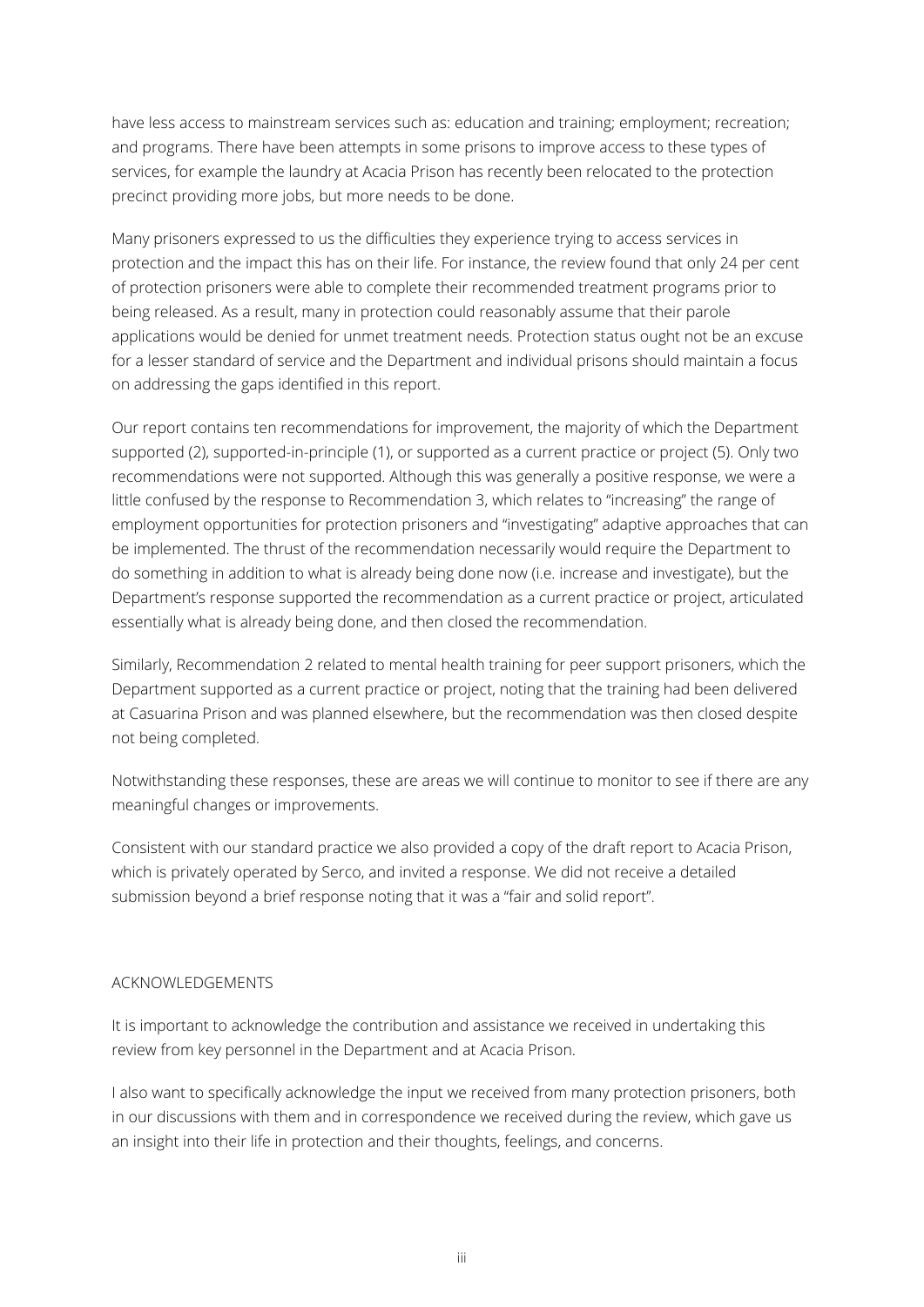have less access to mainstream services such as: education and training; employment; recreation; and programs. There have been attempts in some prisons to improve access to these types of services, for example the laundry at Acacia Prison has recently been relocated to the protection precinct providing more jobs, but more needs to be done.

Many prisoners expressed to us the difficulties they experience trying to access services in protection and the impact this has on their life. For instance, the review found that only 24 per cent of protection prisoners were able to complete their recommended treatment programs prior to being released. As a result, many in protection could reasonably assume that their parole applications would be denied for unmet treatment needs. Protection status ought not be an excuse for a lesser standard of service and the Department and individual prisons should maintain a focus on addressing the gaps identified in this report.

Our report contains ten recommendations for improvement, the majority of which the Department supported (2), supported-in-principle (1), or supported as a current practice or project (5). Only two recommendations were not supported. Although this was generally a positive response, we were a little confused by the response to Recommendation 3, which relates to "increasing" the range of employment opportunities for protection prisoners and "investigating" adaptive approaches that can be implemented. The thrust of the recommendation necessarily would require the Department to do something in addition to what is already being done now (i.e. increase and investigate), but the Department's response supported the recommendation as a current practice or project, articulated essentially what is already being done, and then closed the recommendation.

Similarly, Recommendation 2 related to mental health training for peer support prisoners, which the Department supported as a current practice or project, noting that the training had been delivered at Casuarina Prison and was planned elsewhere, but the recommendation was then closed despite not being completed.

Notwithstanding these responses, these are areas we will continue to monitor to see if there are any meaningful changes or improvements.

Consistent with our standard practice we also provided a copy of the draft report to Acacia Prison, which is privately operated by Serco, and invited a response. We did not receive a detailed submission beyond a brief response noting that it was a "fair and solid report".

## ACKNOWLEDGEMENTS

It is important to acknowledge the contribution and assistance we received in undertaking this review from key personnel in the Department and at Acacia Prison.

I also want to specifically acknowledge the input we received from many protection prisoners, both in our discussions with them and in correspondence we received during the review, which gave us an insight into their life in protection and their thoughts, feelings, and concerns.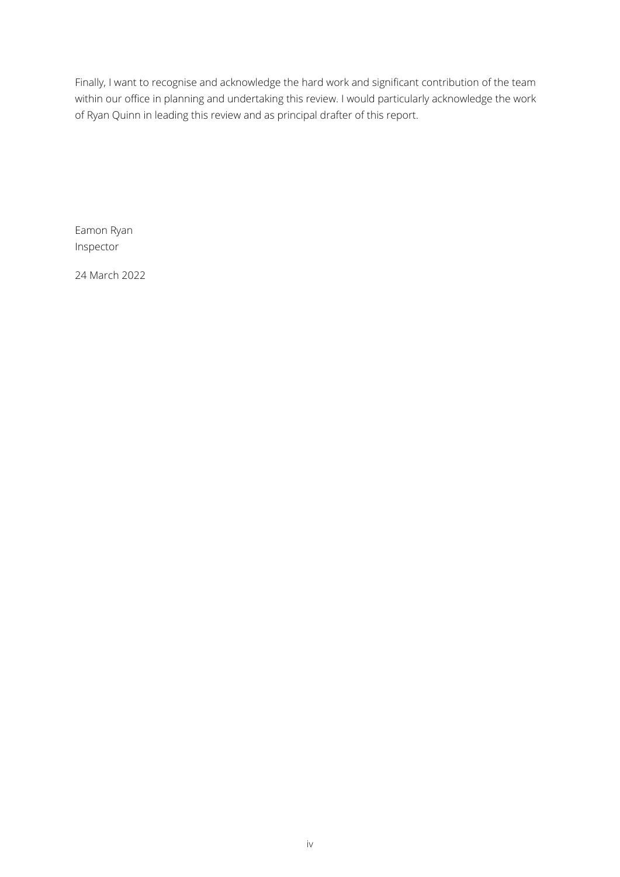Finally, I want to recognise and acknowledge the hard work and significant contribution of the team within our office in planning and undertaking this review. I would particularly acknowledge the work of Ryan Quinn in leading this review and as principal drafter of this report.

Eamon Ryan
Inspector

24 March 2022